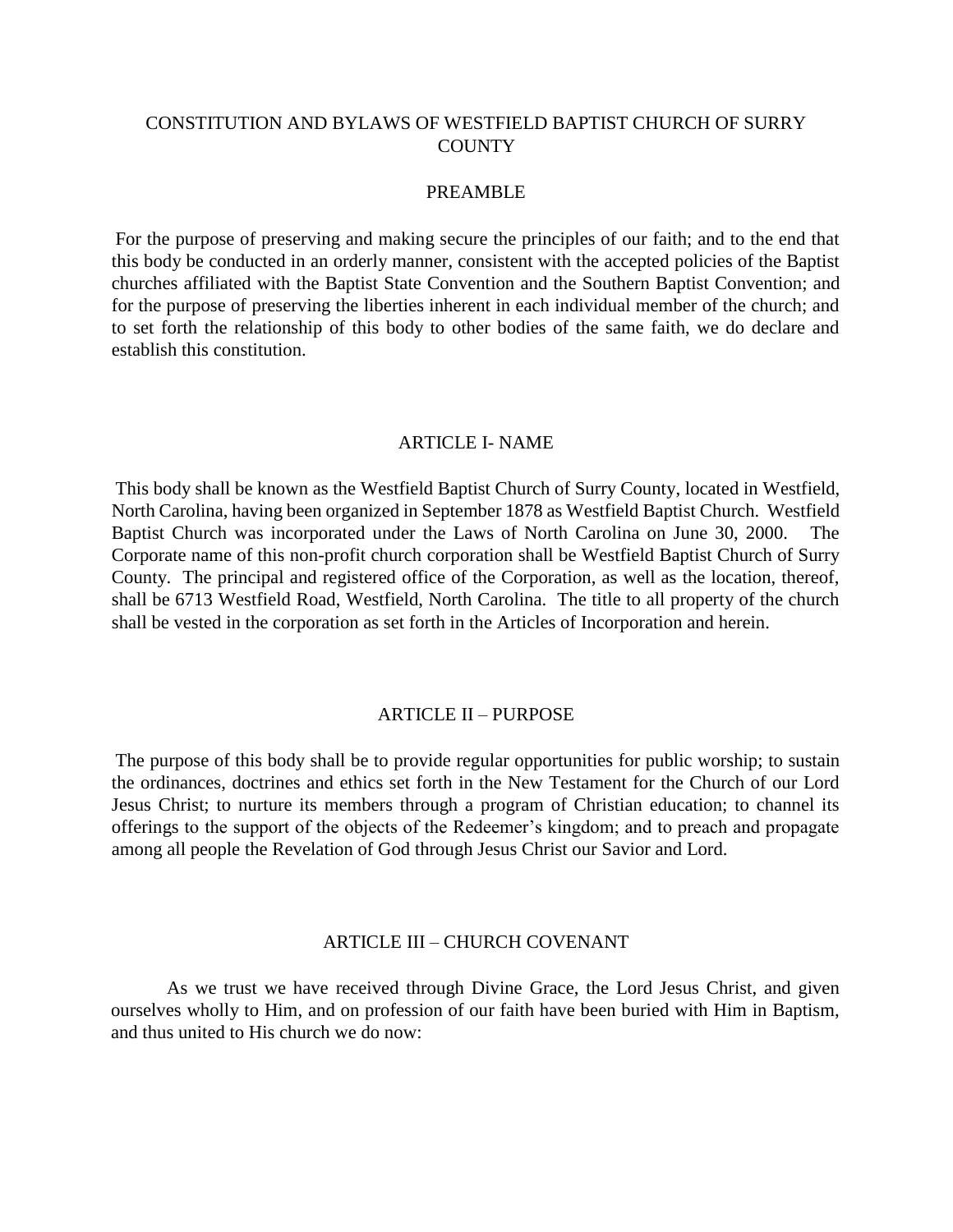# CONSTITUTION AND BYLAWS OF WESTFIELD BAPTIST CHURCH OF SURRY COUNTY

## PREAMBLE

For the purpose of preserving and making secure the principles of our faith; and to the end that this body be conducted in an orderly manner, consistent with the accepted policies of the Baptist churches affiliated with the Baptist State Convention and the Southern Baptist Convention; and for the purpose of preserving the liberties inherent in each individual member of the church; and to set forth the relationship of this body to other bodies of the same faith, we do declare and establish this constitution.

## ARTICLE I- NAME

This body shall be known as the Westfield Baptist Church of Surry County, located in Westfield, North Carolina, having been organized in September 1878 as Westfield Baptist Church. Westfield Baptist Church was incorporated under the Laws of North Carolina on June 30, 2000. The Corporate name of this non-profit church corporation shall be Westfield Baptist Church of Surry County. The principal and registered office of the Corporation, as well as the location, thereof, shall be 6713 Westfield Road, Westfield, North Carolina. The title to all property of the church shall be vested in the corporation as set forth in the Articles of Incorporation and herein.

## ARTICLE II – PURPOSE

The purpose of this body shall be to provide regular opportunities for public worship; to sustain the ordinances, doctrines and ethics set forth in the New Testament for the Church of our Lord Jesus Christ; to nurture its members through a program of Christian education; to channel its offerings to the support of the objects of the Redeemer's kingdom; and to preach and propagate among all people the Revelation of God through Jesus Christ our Savior and Lord.

## ARTICLE III – CHURCH COVENANT

As we trust we have received through Divine Grace, the Lord Jesus Christ, and given ourselves wholly to Him, and on profession of our faith have been buried with Him in Baptism, and thus united to His church we do now: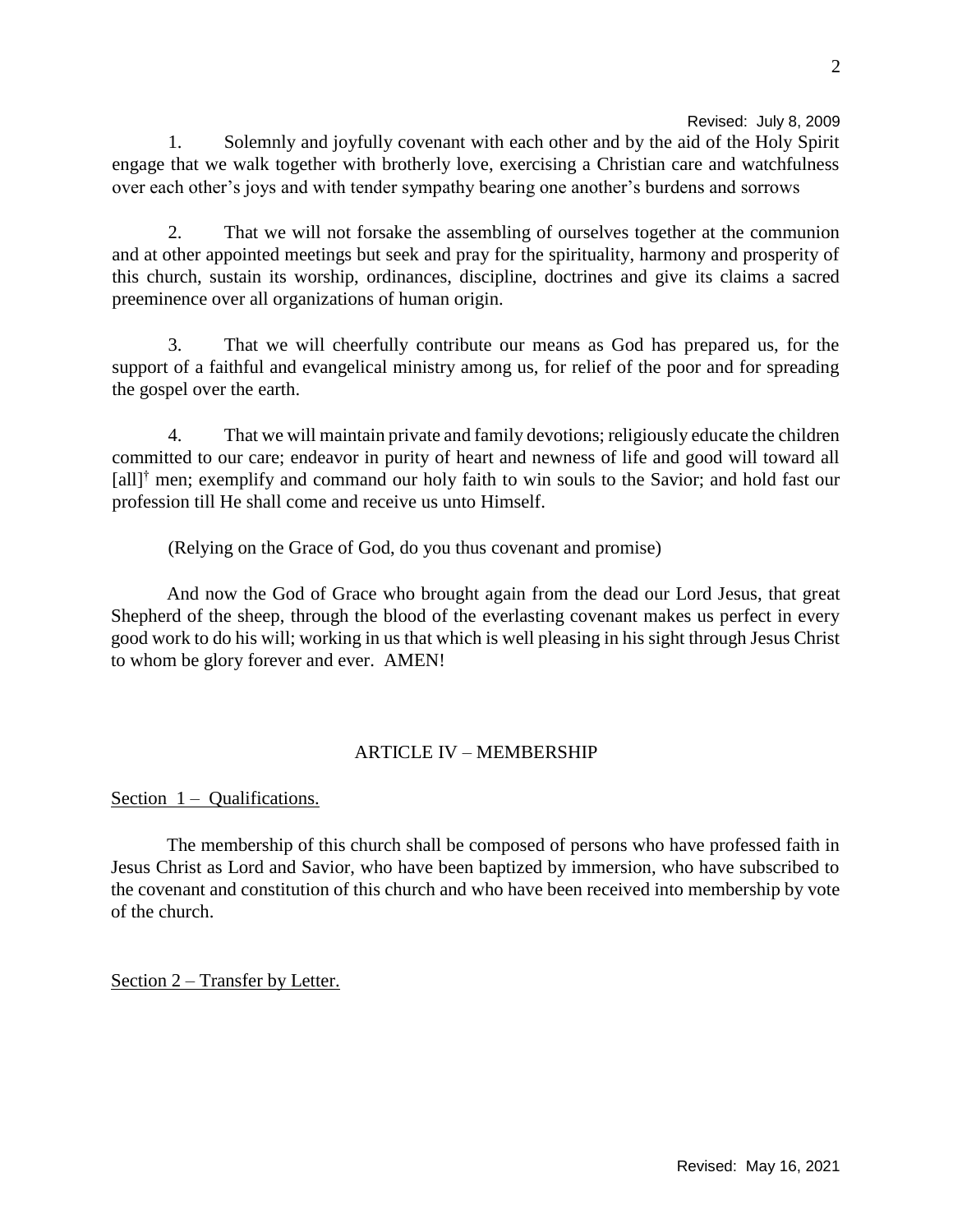Revised: July 8, 2009

1. Solemnly and joyfully covenant with each other and by the aid of the Holy Spirit engage that we walk together with brotherly love, exercising a Christian care and watchfulness over each other's joys and with tender sympathy bearing one another's burdens and sorrows

2. That we will not forsake the assembling of ourselves together at the communion and at other appointed meetings but seek and pray for the spirituality, harmony and prosperity of this church, sustain its worship, ordinances, discipline, doctrines and give its claims a sacred preeminence over all organizations of human origin.

3. That we will cheerfully contribute our means as God has prepared us, for the support of a faithful and evangelical ministry among us, for relief of the poor and for spreading the gospel over the earth.

4. That we will maintain private and family devotions; religiously educate the children committed to our care; endeavor in purity of heart and newness of life and good will toward all [all][†] men; exemplify and command our holy faith to win souls to the Savior; and hold fast our profession till He shall come and receive us unto Himself.

(Relying on the Grace of God, do you thus covenant and promise)

And now the God of Grace who brought again from the dead our Lord Jesus, that great Shepherd of the sheep, through the blood of the everlasting covenant makes us perfect in every good work to do his will; working in us that which is well pleasing in his sight through Jesus Christ to whom be glory forever and ever. AMEN!

## ARTICLE IV – MEMBERSHIP

Section 1 – Qualifications.

The membership of this church shall be composed of persons who have professed faith in Jesus Christ as Lord and Savior, who have been baptized by immersion, who have subscribed to the covenant and constitution of this church and who have been received into membership by vote of the church.

Section 2 – Transfer by Letter.

Revised: May 16, 2021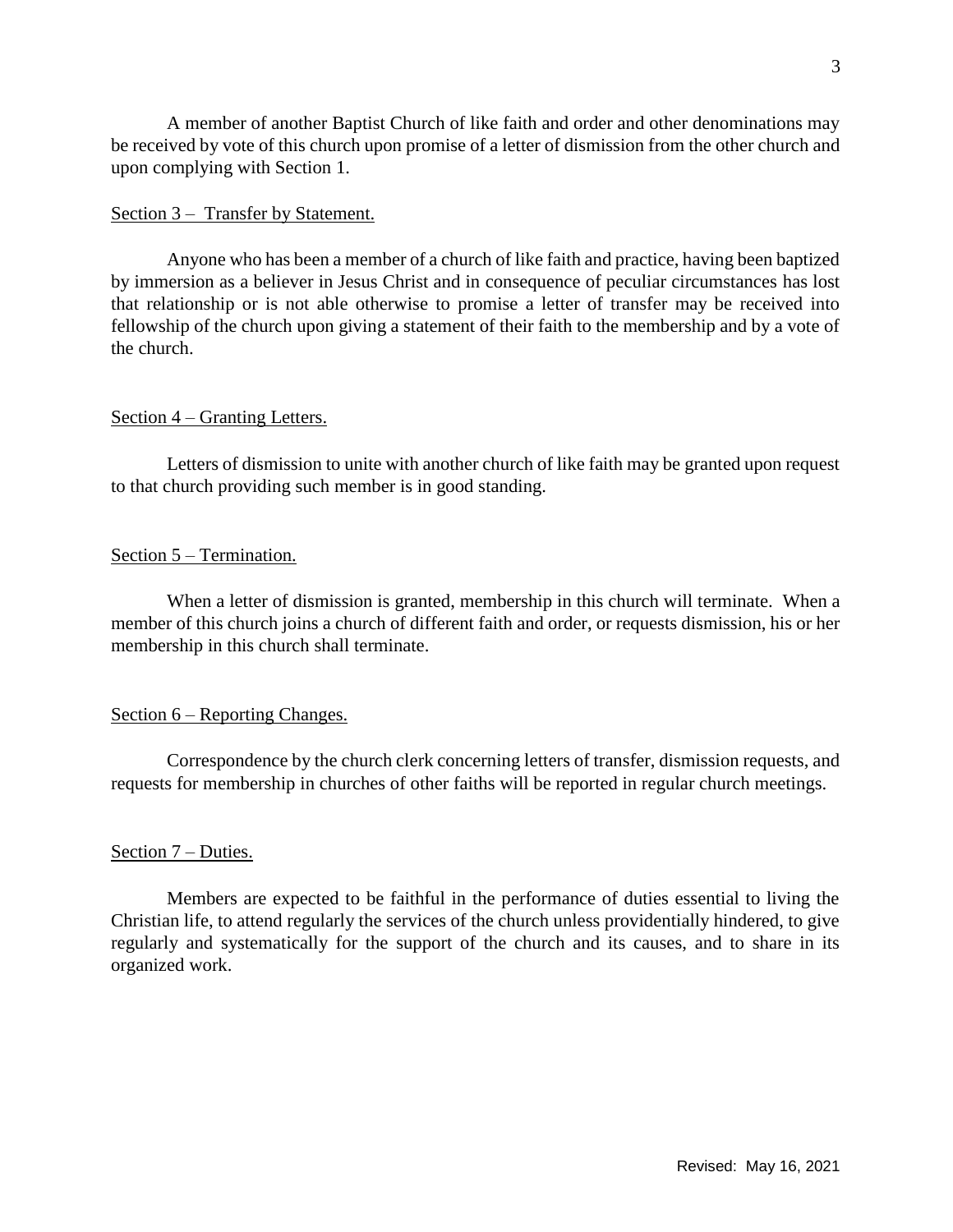A member of another Baptist Church of like faith and order and other denominations may be received by vote of this church upon promise of a letter of dismission from the other church and upon complying with Section 1.

Section 3 – Transfer by Statement.

Anyone who has been a member of a church of like faith and practice, having been baptized by immersion as a believer in Jesus Christ and in consequence of peculiar circumstances has lost that relationship or is not able otherwise to promise a letter of transfer may be received into fellowship of the church upon giving a statement of their faith to the membership and by a vote of the church.

Section 4 – Granting Letters.

Letters of dismission to unite with another church of like faith may be granted upon request to that church providing such member is in good standing.

Section 5 – Termination.

When a letter of dismission is granted, membership in this church will terminate. When a member of this church joins a church of different faith and order, or requests dismission, his or her membership in this church shall terminate.

Section 6 – Reporting Changes.

Correspondence by the church clerk concerning letters of transfer, dismission requests, and requests for membership in churches of other faiths will be reported in regular church meetings.

Section 7 – Duties.

Members are expected to be faithful in the performance of duties essential to living the Christian life, to attend regularly the services of the church unless providentially hindered, to give regularly and systematically for the support of the church and its causes, and to share in its organized work.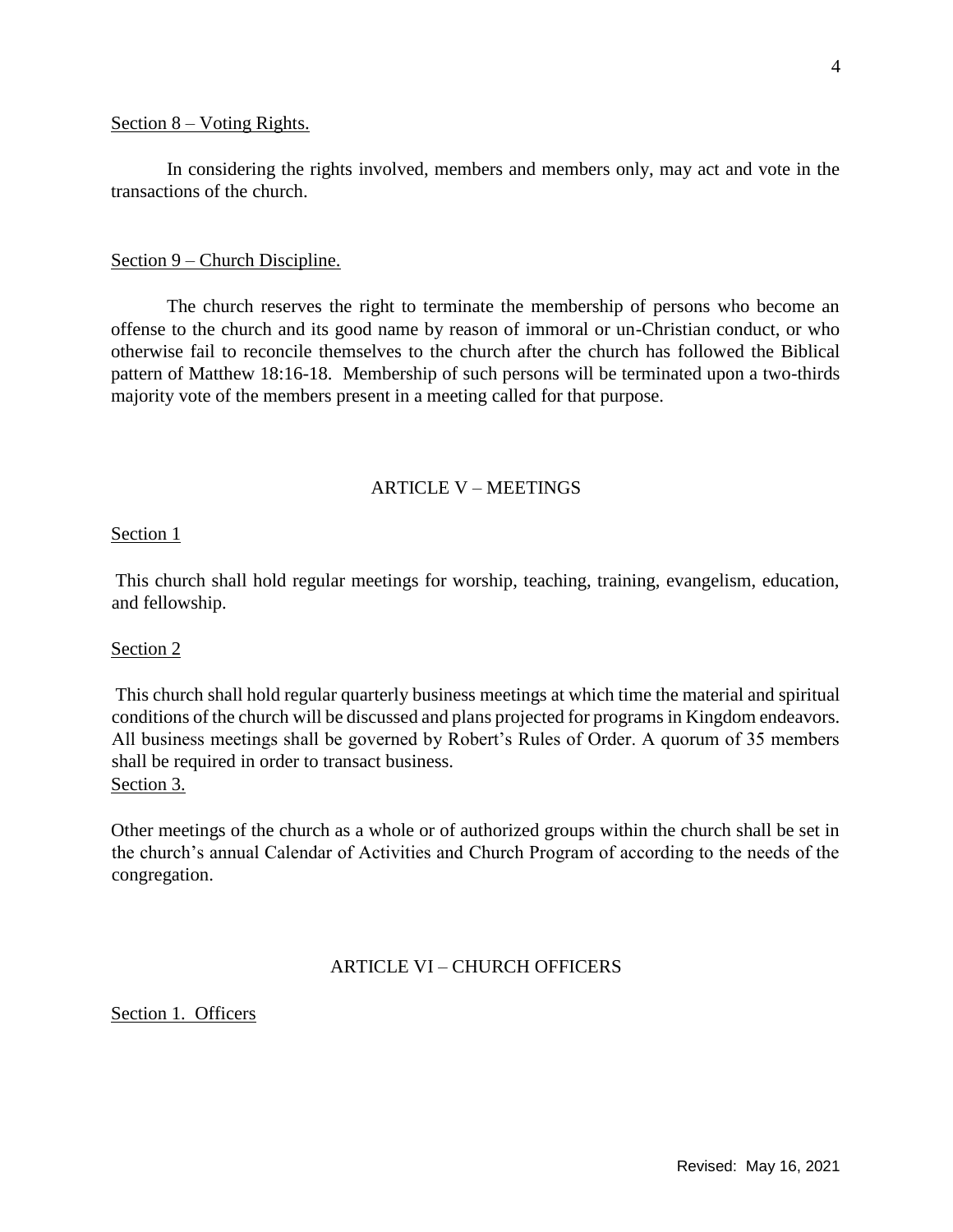Section 8 – Voting Rights.

In considering the rights involved, members and members only, may act and vote in the transactions of the church.

Section 9 – Church Discipline.

The church reserves the right to terminate the membership of persons who become an offense to the church and its good name by reason of immoral or un-Christian conduct, or who otherwise fail to reconcile themselves to the church after the church has followed the Biblical pattern of Matthew 18:16-18. Membership of such persons will be terminated upon a two-thirds majority vote of the members present in a meeting called for that purpose.

## ARTICLE V – MEETINGS

Section 1

This church shall hold regular meetings for worship, teaching, training, evangelism, education, and fellowship.

Section 2

This church shall hold regular quarterly business meetings at which time the material and spiritual conditions of the church will be discussed and plans projected for programs in Kingdom endeavors. All business meetings shall be governed by Robert's Rules of Order. A quorum of 35 members shall be required in order to transact business.

Section 3.

Other meetings of the church as a whole or of authorized groups within the church shall be set in the church's annual Calendar of Activities and Church Program of according to the needs of the congregation.

## ARTICLE VI – CHURCH OFFICERS

Section 1. Officers

Revised: May 16, 2021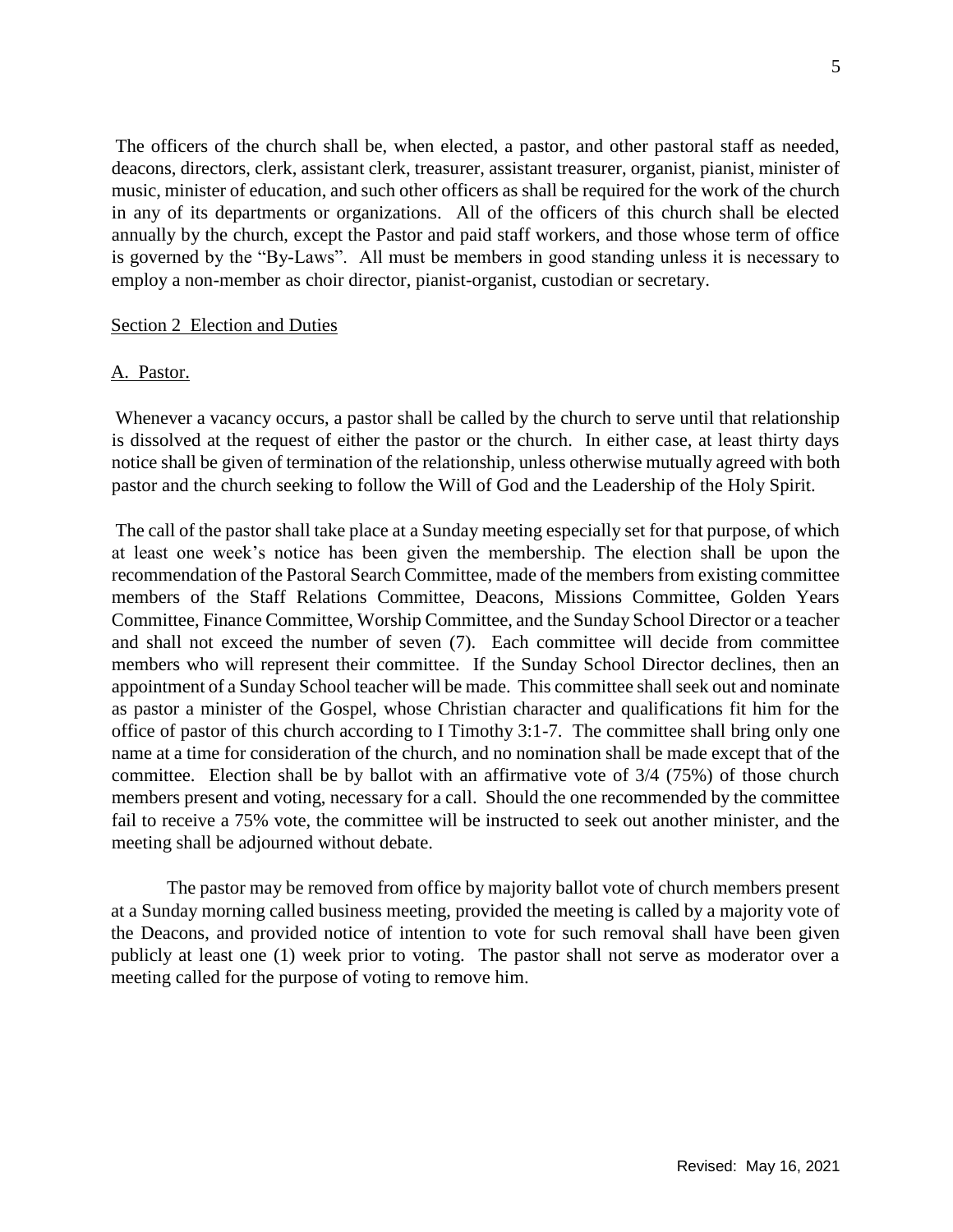The officers of the church shall be, when elected, a pastor, and other pastoral staff as needed, deacons, directors, clerk, assistant clerk, treasurer, assistant treasurer, organist, pianist, minister of music, minister of education, and such other officers as shall be required for the work of the church in any of its departments or organizations. All of the officers of this church shall be elected annually by the church, except the Pastor and paid staff workers, and those whose term of office is governed by the "By-Laws". All must be members in good standing unless it is necessary to employ a non-member as choir director, pianist-organist, custodian or secretary.

<u>Section 2 Election and Duties</u>

<u>A. Pastor.</u>

Whenever a vacancy occurs, a pastor shall be called by the church to serve until that relationship is dissolved at the request of either the pastor or the church. In either case, at least thirty days notice shall be given of termination of the relationship, unless otherwise mutually agreed with both pastor and the church seeking to follow the Will of God and the Leadership of the Holy Spirit.

The call of the pastor shall take place at a Sunday meeting especially set for that purpose, of which at least one week's notice has been given the membership. The election shall be upon the recommendation of the Pastoral Search Committee, made of the members from existing committee members of the Staff Relations Committee, Deacons, Missions Committee, Golden Years Committee, Finance Committee, Worship Committee, and the Sunday School Director or a teacher and shall not exceed the number of seven (7). Each committee will decide from committee members who will represent their committee. If the Sunday School Director declines, then an appointment of a Sunday School teacher will be made. This committee shall seek out and nominate as pastor a minister of the Gospel, whose Christian character and qualifications fit him for the office of pastor of this church according to I Timothy 3:1-7. The committee shall bring only one name at a time for consideration of the church, and no nomination shall be made except that of the committee. Election shall be by ballot with an affirmative vote of 3/4 (75%) of those church members present and voting, necessary for a call. Should the one recommended by the committee fail to receive a 75% vote, the committee will be instructed to seek out another minister, and the meeting shall be adjourned without debate.

The pastor may be removed from office by majority ballot vote of church members present at a Sunday morning called business meeting, provided the meeting is called by a majority vote of the Deacons, and provided notice of intention to vote for such removal shall have been given publicly at least one (1) week prior to voting. The pastor shall not serve as moderator over a meeting called for the purpose of voting to remove him.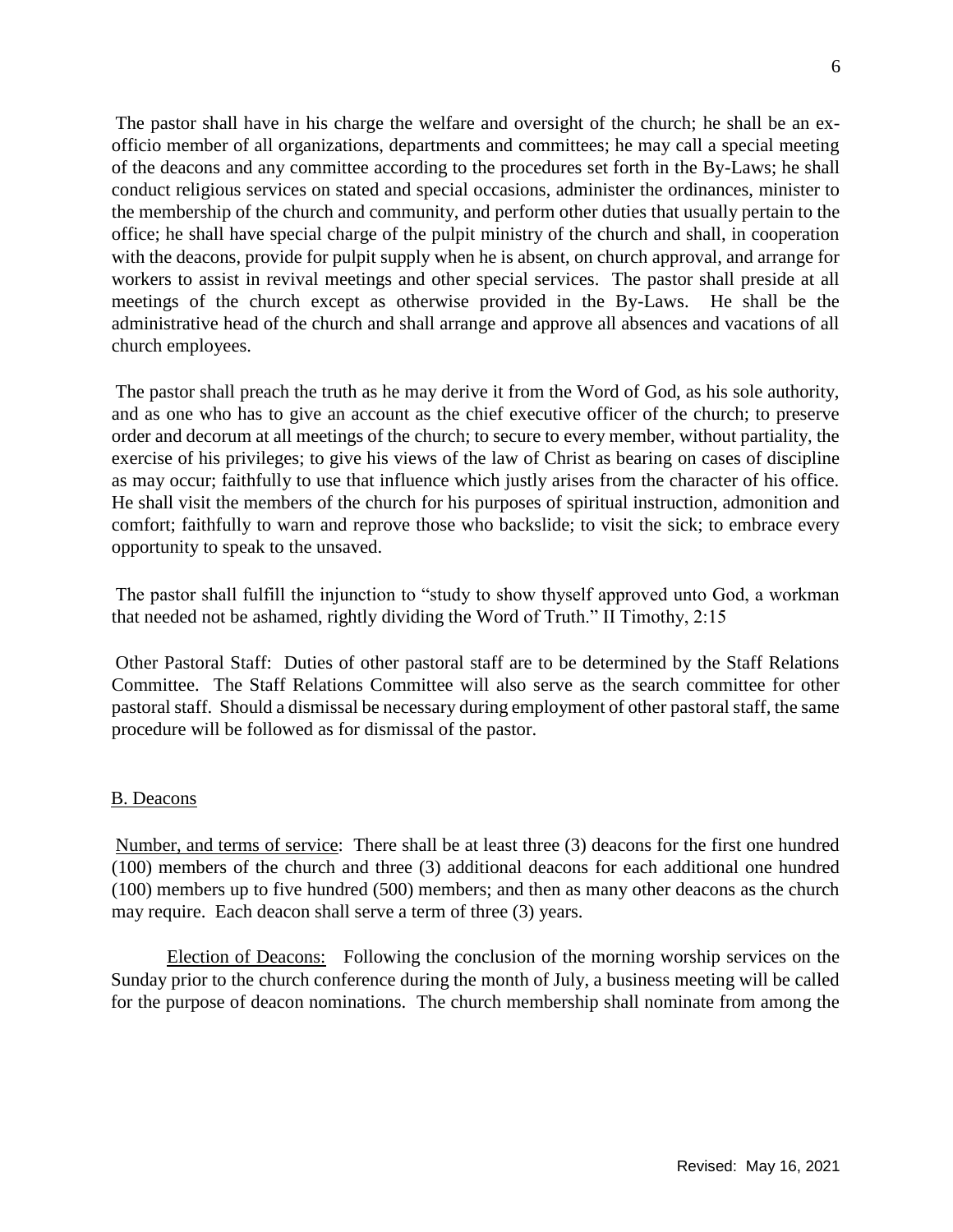The pastor shall have in his charge the welfare and oversight of the church; he shall be an ex-officio member of all organizations, departments and committees; he may call a special meeting of the deacons and any committee according to the procedures set forth in the By-Laws; he shall conduct religious services on stated and special occasions, administer the ordinances, minister to the membership of the church and community, and perform other duties that usually pertain to the office; he shall have special charge of the pulpit ministry of the church and shall, in cooperation with the deacons, provide for pulpit supply when he is absent, on church approval, and arrange for workers to assist in revival meetings and other special services. The pastor shall preside at all meetings of the church except as otherwise provided in the By-Laws. He shall be the administrative head of the church and shall arrange and approve all absences and vacations of all church employees.

The pastor shall preach the truth as he may derive it from the Word of God, as his sole authority, and as one who has to give an account as the chief executive officer of the church; to preserve order and decorum at all meetings of the church; to secure to every member, without partiality, the exercise of his privileges; to give his views of the law of Christ as bearing on cases of discipline as may occur; faithfully to use that influence which justly arises from the character of his office. He shall visit the members of the church for his purposes of spiritual instruction, admonition and comfort; faithfully to warn and reprove those who backslide; to visit the sick; to embrace every opportunity to speak to the unsaved.

The pastor shall fulfill the injunction to "study to show thyself approved unto God, a workman that needed not be ashamed, rightly dividing the Word of Truth." II Timothy, 2:15

Other Pastoral Staff: Duties of other pastoral staff are to be determined by the Staff Relations Committee. The Staff Relations Committee will also serve as the search committee for other pastoral staff. Should a dismissal be necessary during employment of other pastoral staff, the same procedure will be followed as for dismissal of the pastor.

## B. Deacons

Number, and terms of service: There shall be at least three (3) deacons for the first one hundred (100) members of the church and three (3) additional deacons for each additional one hundred (100) members up to five hundred (500) members; and then as many other deacons as the church may require. Each deacon shall serve a term of three (3) years.

Election of Deacons: Following the conclusion of the morning worship services on the Sunday prior to the church conference during the month of July, a business meeting will be called for the purpose of deacon nominations. The church membership shall nominate from among the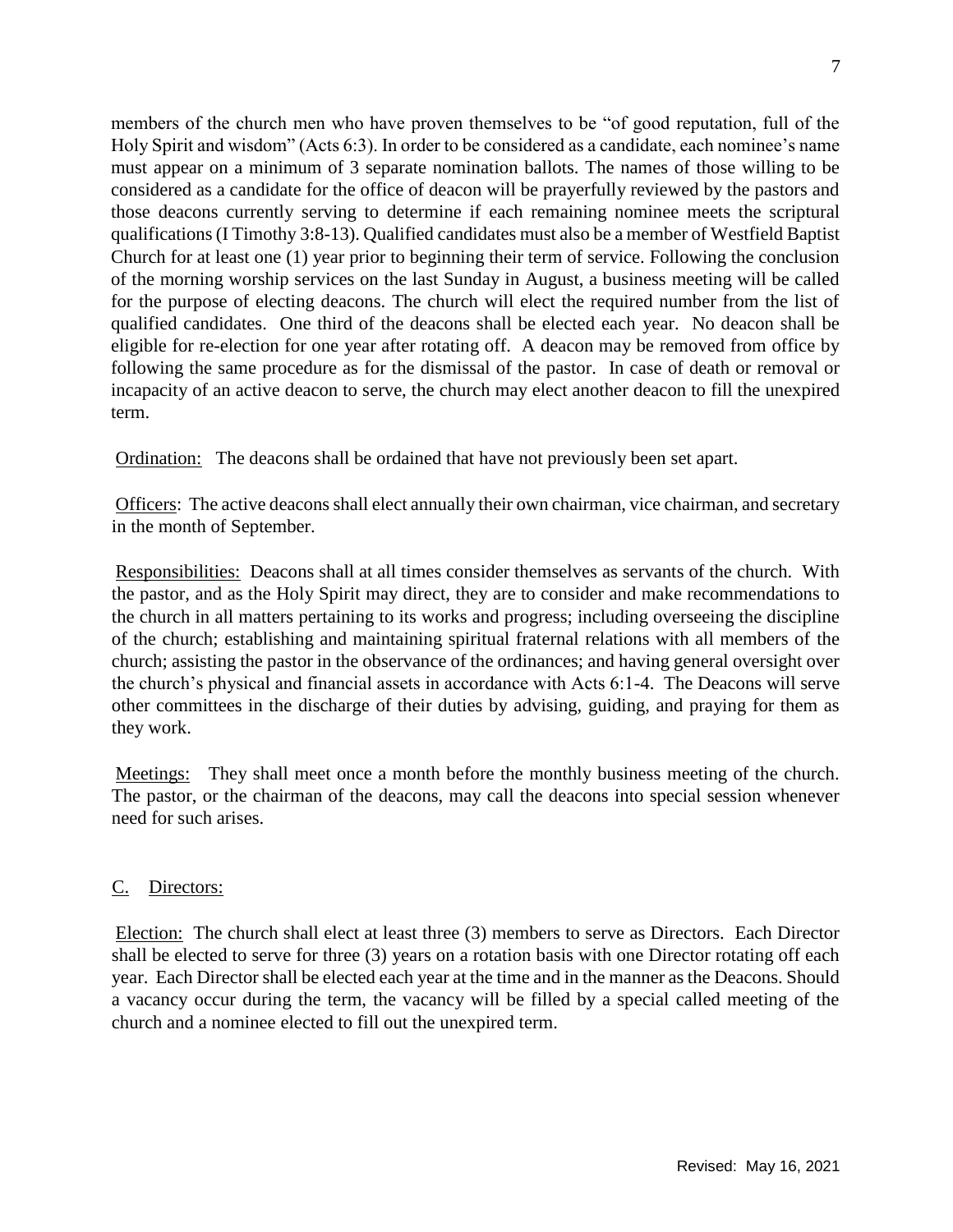members of the church men who have proven themselves to be "of good reputation, full of the Holy Spirit and wisdom" (Acts 6:3). In order to be considered as a candidate, each nominee's name must appear on a minimum of 3 separate nomination ballots. The names of those willing to be considered as a candidate for the office of deacon will be prayerfully reviewed by the pastors and those deacons currently serving to determine if each remaining nominee meets the scriptural qualifications (I Timothy 3:8-13). Qualified candidates must also be a member of Westfield Baptist Church for at least one (1) year prior to beginning their term of service. Following the conclusion of the morning worship services on the last Sunday in August, a business meeting will be called for the purpose of electing deacons. The church will elect the required number from the list of qualified candidates. One third of the deacons shall be elected each year. No deacon shall be eligible for re-election for one year after rotating off. A deacon may be removed from office by following the same procedure as for the dismissal of the pastor. In case of death or removal or incapacity of an active deacon to serve, the church may elect another deacon to fill the unexpired term.

<u>Ordination:</u> The deacons shall be ordained that have not previously been set apart.

<u>Officers</u>: The active deacons shall elect annually their own chairman, vice chairman, and secretary in the month of September.

<u>Responsibilities:</u> Deacons shall at all times consider themselves as servants of the church. With the pastor, and as the Holy Spirit may direct, they are to consider and make recommendations to the church in all matters pertaining to its works and progress; including overseeing the discipline of the church; establishing and maintaining spiritual fraternal relations with all members of the church; assisting the pastor in the observance of the ordinances; and having general oversight over the church's physical and financial assets in accordance with Acts 6:1-4. The Deacons will serve other committees in the discharge of their duties by advising, guiding, and praying for them as they work.

<u>Meetings:</u> They shall meet once a month before the monthly business meeting of the church. The pastor, or the chairman of the deacons, may call the deacons into special session whenever need for such arises.

## C. Directors:

<u>Election:</u> The church shall elect at least three (3) members to serve as Directors. Each Director shall be elected to serve for three (3) years on a rotation basis with one Director rotating off each year. Each Director shall be elected each year at the time and in the manner as the Deacons. Should a vacancy occur during the term, the vacancy will be filled by a special called meeting of the church and a nominee elected to fill out the unexpired term.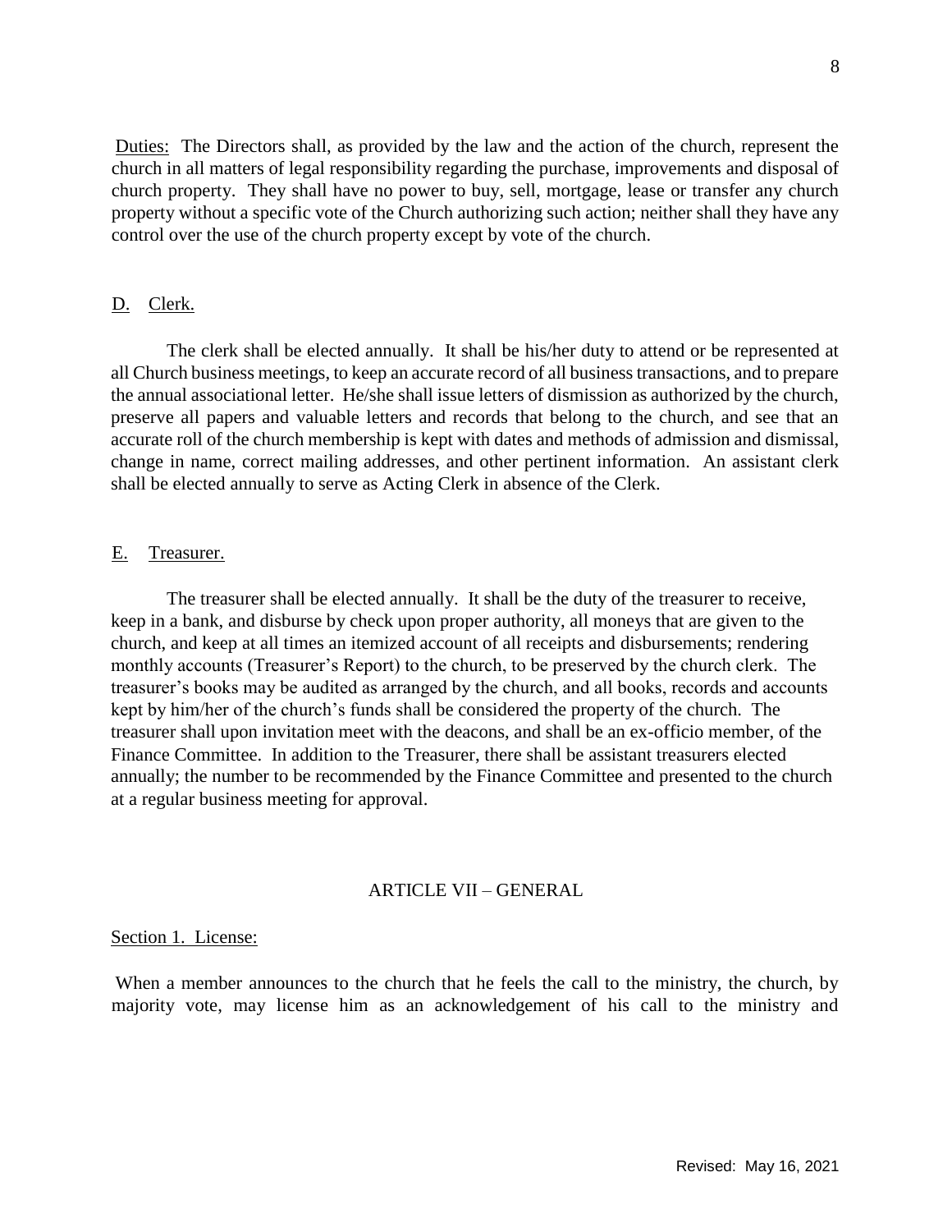<u>Duties:</u> The Directors shall, as provided by the law and the action of the church, represent the church in all matters of legal responsibility regarding the purchase, improvements and disposal of church property. They shall have no power to buy, sell, mortgage, lease or transfer any church property without a specific vote of the Church authorizing such action; neither shall they have any control over the use of the church property except by vote of the church.

<u>D.</u> <u>Clerk.</u>

The clerk shall be elected annually. It shall be his/her duty to attend or be represented at all Church business meetings, to keep an accurate record of all business transactions, and to prepare the annual associational letter. He/she shall issue letters of dismission as authorized by the church, preserve all papers and valuable letters and records that belong to the church, and see that an accurate roll of the church membership is kept with dates and methods of admission and dismissal, change in name, correct mailing addresses, and other pertinent information. An assistant clerk shall be elected annually to serve as Acting Clerk in absence of the Clerk.

<u>E.</u> <u>Treasurer.</u>

The treasurer shall be elected annually. It shall be the duty of the treasurer to receive, keep in a bank, and disburse by check upon proper authority, all moneys that are given to the church, and keep at all times an itemized account of all receipts and disbursements; rendering monthly accounts (Treasurer's Report) to the church, to be preserved by the church clerk. The treasurer's books may be audited as arranged by the church, and all books, records and accounts kept by him/her of the church's funds shall be considered the property of the church. The treasurer shall upon invitation meet with the deacons, and shall be an ex-officio member, of the Finance Committee. In addition to the Treasurer, there shall be assistant treasurers elected annually; the number to be recommended by the Finance Committee and presented to the church at a regular business meeting for approval.

## ARTICLE VII – GENERAL

<u>Section 1. License:</u>

When a member announces to the church that he feels the call to the ministry, the church, by majority vote, may license him as an acknowledgement of his call to the ministry and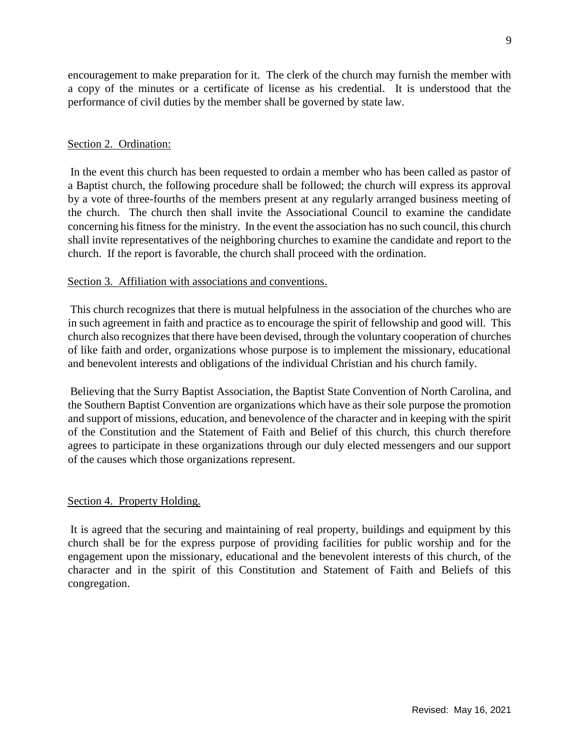encouragement to make preparation for it. The clerk of the church may furnish the member with a copy of the minutes or a certificate of license as his credential. It is understood that the performance of civil duties by the member shall be governed by state law.

Section 2. Ordination:

In the event this church has been requested to ordain a member who has been called as pastor of a Baptist church, the following procedure shall be followed; the church will express its approval by a vote of three-fourths of the members present at any regularly arranged business meeting of the church. The church then shall invite the Associational Council to examine the candidate concerning his fitness for the ministry. In the event the association has no such council, this church shall invite representatives of the neighboring churches to examine the candidate and report to the church. If the report is favorable, the church shall proceed with the ordination.

Section 3. Affiliation with associations and conventions.

This church recognizes that there is mutual helpfulness in the association of the churches who are in such agreement in faith and practice as to encourage the spirit of fellowship and good will. This church also recognizes that there have been devised, through the voluntary cooperation of churches of like faith and order, organizations whose purpose is to implement the missionary, educational and benevolent interests and obligations of the individual Christian and his church family.

Believing that the Surry Baptist Association, the Baptist State Convention of North Carolina, and the Southern Baptist Convention are organizations which have as their sole purpose the promotion and support of missions, education, and benevolence of the character and in keeping with the spirit of the Constitution and the Statement of Faith and Belief of this church, this church therefore agrees to participate in these organizations through our duly elected messengers and our support of the causes which those organizations represent.

Section 4. Property Holding.

It is agreed that the securing and maintaining of real property, buildings and equipment by this church shall be for the express purpose of providing facilities for public worship and for the engagement upon the missionary, educational and the benevolent interests of this church, of the character and in the spirit of this Constitution and Statement of Faith and Beliefs of this congregation.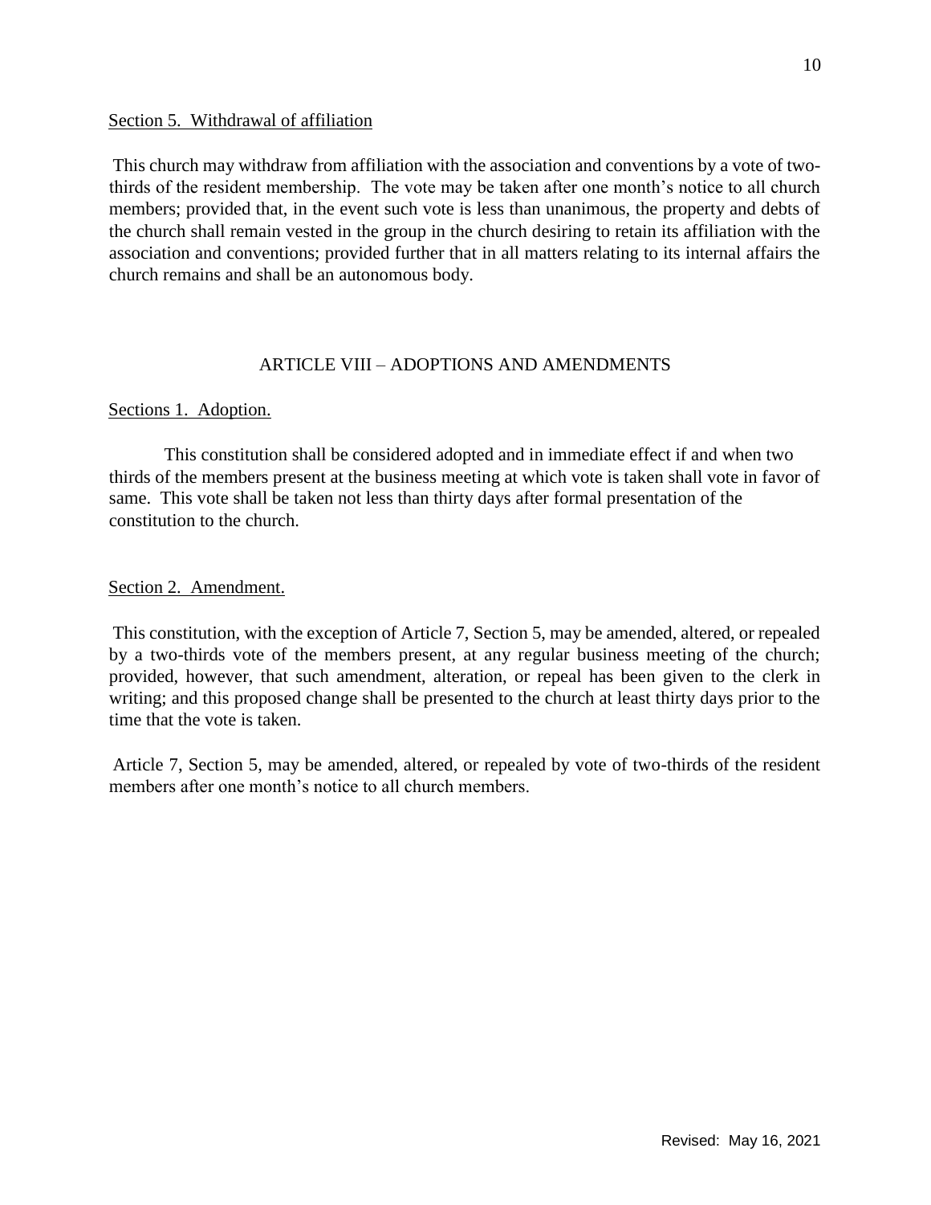Section 5. Withdrawal of affiliation

This church may withdraw from affiliation with the association and conventions by a vote of two-thirds of the resident membership. The vote may be taken after one month's notice to all church members; provided that, in the event such vote is less than unanimous, the property and debts of the church shall remain vested in the group in the church desiring to retain its affiliation with the association and conventions; provided further that in all matters relating to its internal affairs the church remains and shall be an autonomous body.

## ARTICLE VIII – ADOPTIONS AND AMENDMENTS

Sections 1. Adoption.

This constitution shall be considered adopted and in immediate effect if and when two thirds of the members present at the business meeting at which vote is taken shall vote in favor of same. This vote shall be taken not less than thirty days after formal presentation of the constitution to the church.

Section 2. Amendment.

This constitution, with the exception of Article 7, Section 5, may be amended, altered, or repealed by a two-thirds vote of the members present, at any regular business meeting of the church; provided, however, that such amendment, alteration, or repeal has been given to the clerk in writing; and this proposed change shall be presented to the church at least thirty days prior to the time that the vote is taken.

Article 7, Section 5, may be amended, altered, or repealed by vote of two-thirds of the resident members after one month's notice to all church members.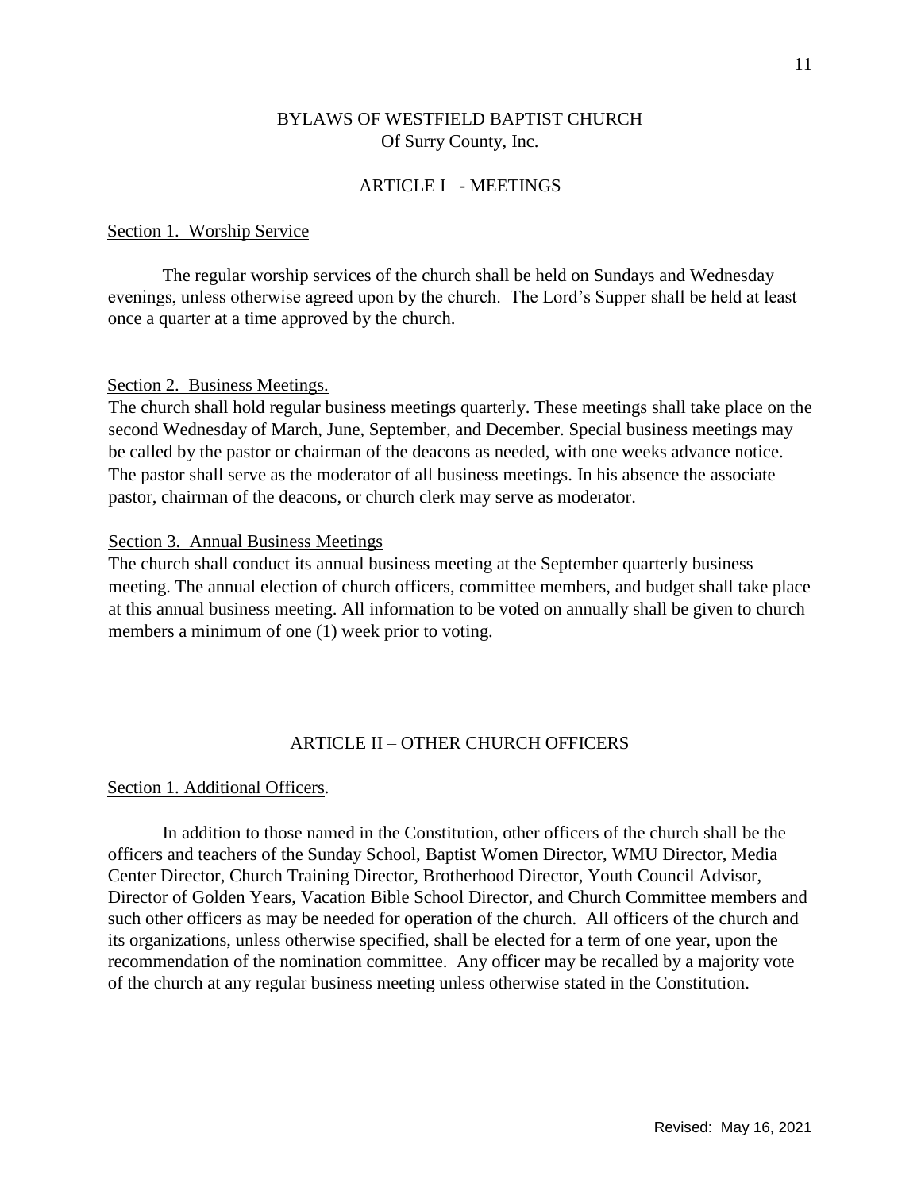# BYLAWS OF WESTFIELD BAPTIST CHURCH
Of Surry County, Inc.

## ARTICLE I - MEETINGS

### Section 1. Worship Service

The regular worship services of the church shall be held on Sundays and Wednesday evenings, unless otherwise agreed upon by the church. The Lord's Supper shall be held at least once a quarter at a time approved by the church.

### Section 2. Business Meetings.

The church shall hold regular business meetings quarterly. These meetings shall take place on the second Wednesday of March, June, September, and December. Special business meetings may be called by the pastor or chairman of the deacons as needed, with one weeks advance notice. The pastor shall serve as the moderator of all business meetings. In his absence the associate pastor, chairman of the deacons, or church clerk may serve as moderator.

### Section 3. Annual Business Meetings

The church shall conduct its annual business meeting at the September quarterly business meeting. The annual election of church officers, committee members, and budget shall take place at this annual business meeting. All information to be voted on annually shall be given to church members a minimum of one (1) week prior to voting.

## ARTICLE II – OTHER CHURCH OFFICERS

### Section 1. Additional Officers.

In addition to those named in the Constitution, other officers of the church shall be the officers and teachers of the Sunday School, Baptist Women Director, WMU Director, Media Center Director, Church Training Director, Brotherhood Director, Youth Council Advisor, Director of Golden Years, Vacation Bible School Director, and Church Committee members and such other officers as may be needed for operation of the church. All officers of the church and its organizations, unless otherwise specified, shall be elected for a term of one year, upon the recommendation of the nomination committee. Any officer may be recalled by a majority vote of the church at any regular business meeting unless otherwise stated in the Constitution.

Revised: May 16, 2021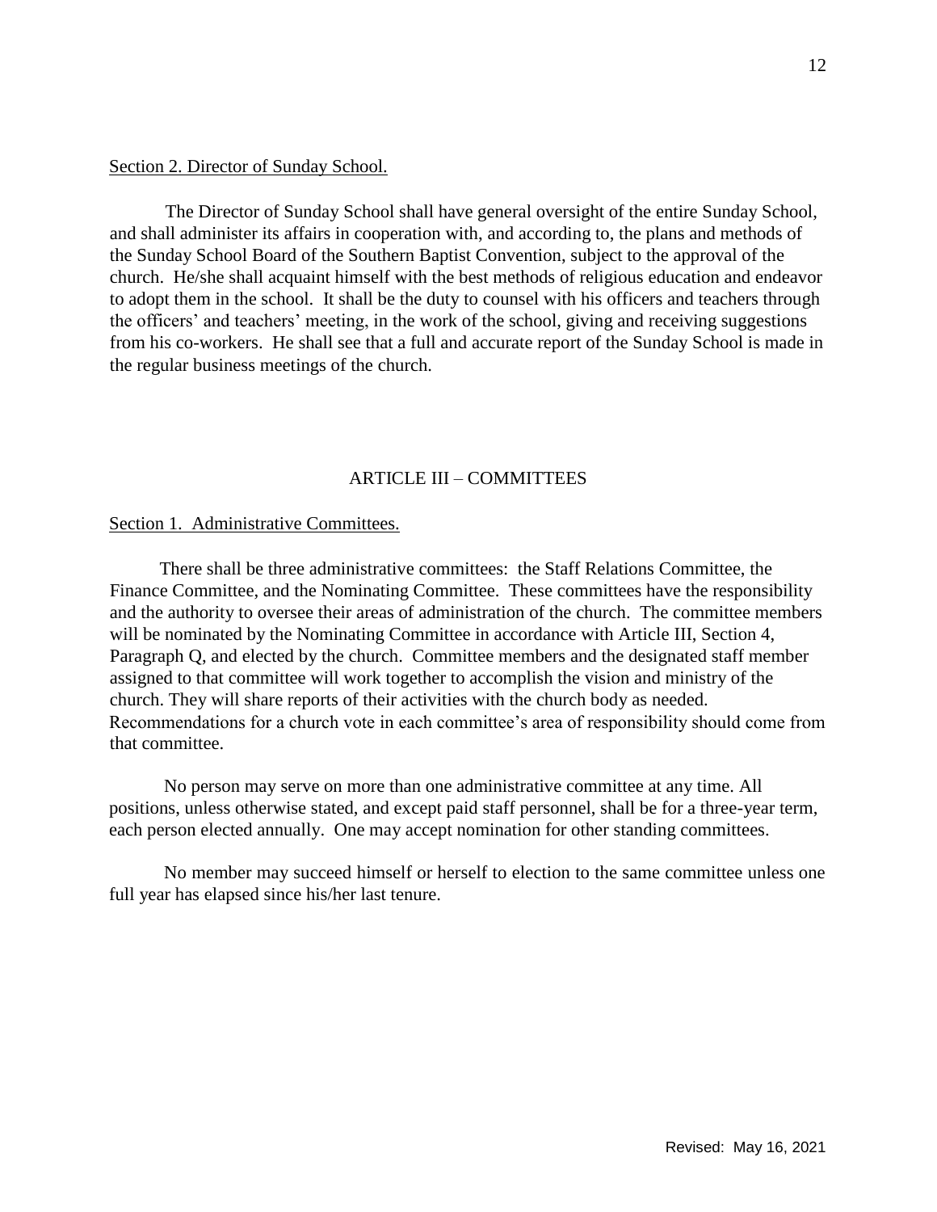Section 2. Director of Sunday School.

The Director of Sunday School shall have general oversight of the entire Sunday School, and shall administer its affairs in cooperation with, and according to, the plans and methods of the Sunday School Board of the Southern Baptist Convention, subject to the approval of the church. He/she shall acquaint himself with the best methods of religious education and endeavor to adopt them in the school. It shall be the duty to counsel with his officers and teachers through the officers' and teachers' meeting, in the work of the school, giving and receiving suggestions from his co-workers. He shall see that a full and accurate report of the Sunday School is made in the regular business meetings of the church.

## ARTICLE III – COMMITTEES

Section 1. Administrative Committees.

There shall be three administrative committees: the Staff Relations Committee, the Finance Committee, and the Nominating Committee. These committees have the responsibility and the authority to oversee their areas of administration of the church. The committee members will be nominated by the Nominating Committee in accordance with Article III, Section 4, Paragraph Q, and elected by the church. Committee members and the designated staff member assigned to that committee will work together to accomplish the vision and ministry of the church. They will share reports of their activities with the church body as needed. Recommendations for a church vote in each committee's area of responsibility should come from that committee.

No person may serve on more than one administrative committee at any time. All positions, unless otherwise stated, and except paid staff personnel, shall be for a three-year term, each person elected annually. One may accept nomination for other standing committees.

No member may succeed himself or herself to election to the same committee unless one full year has elapsed since his/her last tenure.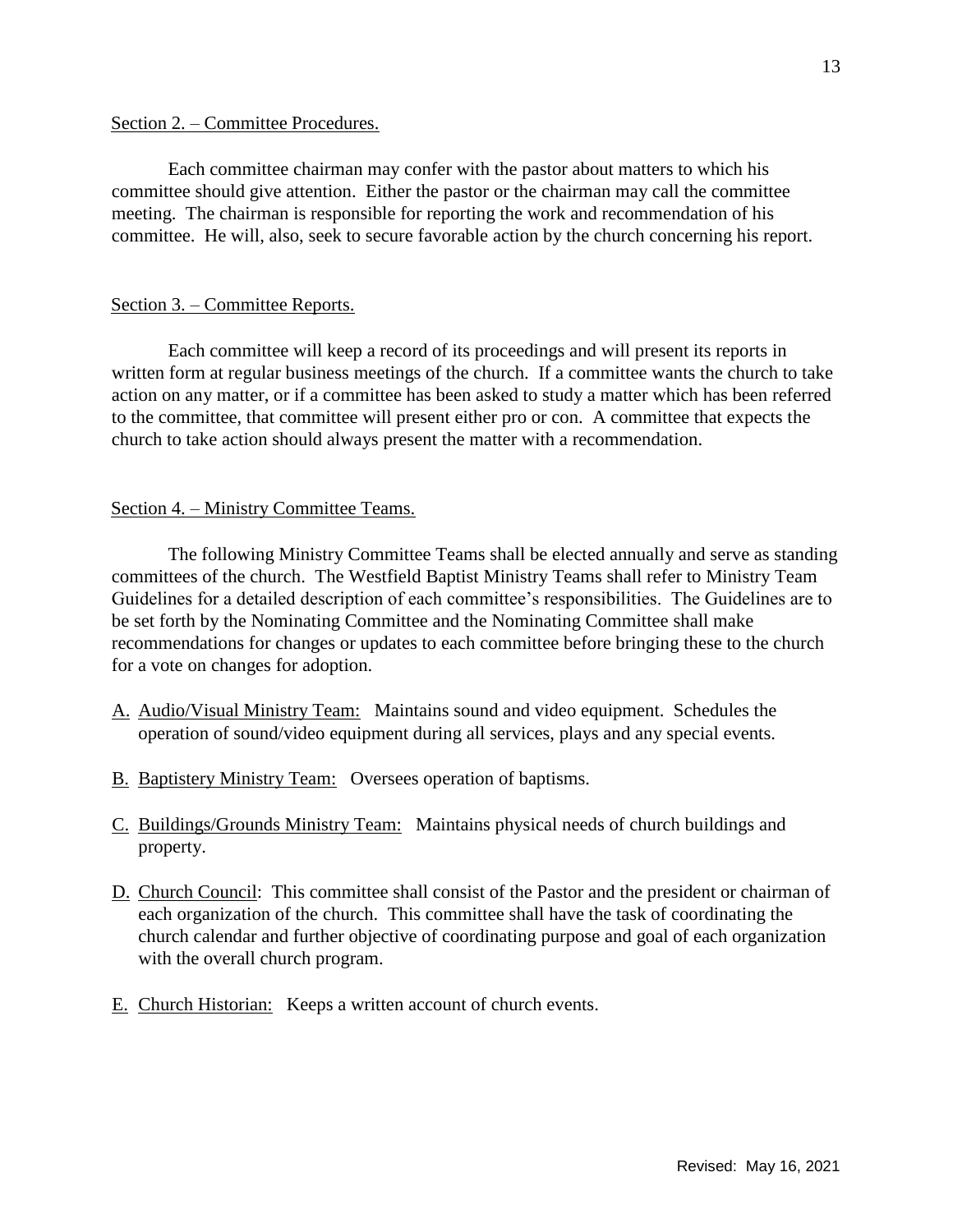Section 2. – Committee Procedures.

Each committee chairman may confer with the pastor about matters to which his committee should give attention. Either the pastor or the chairman may call the committee meeting. The chairman is responsible for reporting the work and recommendation of his committee. He will, also, seek to secure favorable action by the church concerning his report.

Section 3. – Committee Reports.

Each committee will keep a record of its proceedings and will present its reports in written form at regular business meetings of the church. If a committee wants the church to take action on any matter, or if a committee has been asked to study a matter which has been referred to the committee, that committee will present either pro or con. A committee that expects the church to take action should always present the matter with a recommendation.

Section 4. – Ministry Committee Teams.

The following Ministry Committee Teams shall be elected annually and serve as standing committees of the church. The Westfield Baptist Ministry Teams shall refer to Ministry Team Guidelines for a detailed description of each committee's responsibilities. The Guidelines are to be set forth by the Nominating Committee and the Nominating Committee shall make recommendations for changes or updates to each committee before bringing these to the church for a vote on changes for adoption.

A. Audio/Visual Ministry Team: Maintains sound and video equipment. Schedules the operation of sound/video equipment during all services, plays and any special events.

B. Baptistery Ministry Team: Oversees operation of baptisms.

C. Buildings/Grounds Ministry Team: Maintains physical needs of church buildings and property.

D. Church Council: This committee shall consist of the Pastor and the president or chairman of each organization of the church. This committee shall have the task of coordinating the church calendar and further objective of coordinating purpose and goal of each organization with the overall church program.

E. Church Historian: Keeps a written account of church events.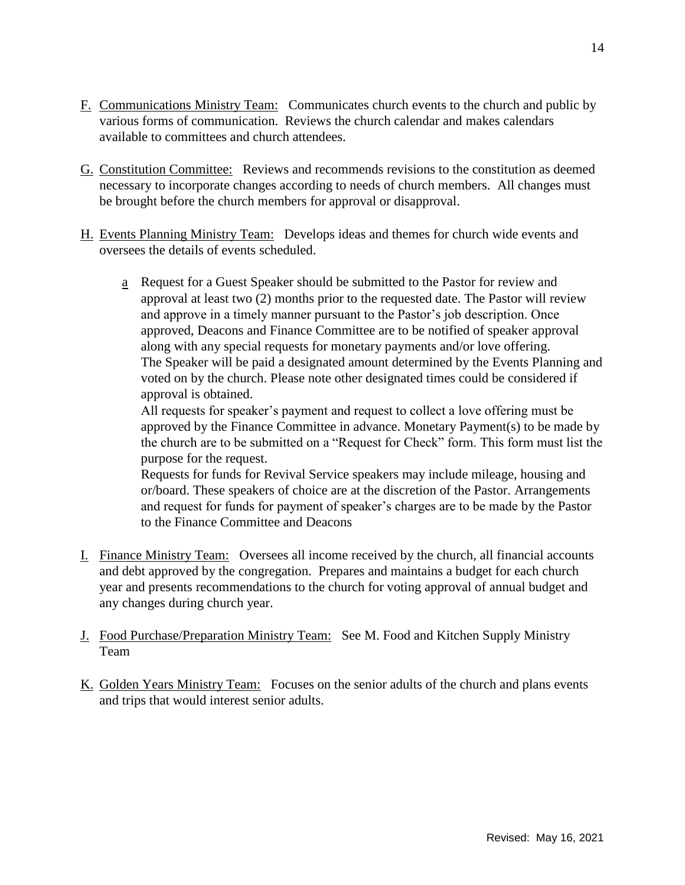F. <u>Communications Ministry Team:</u> Communicates church events to the church and public by various forms of communication. Reviews the church calendar and makes calendars available to committees and church attendees.

G. <u>Constitution Committee:</u> Reviews and recommends revisions to the constitution as deemed necessary to incorporate changes according to needs of church members. All changes must be brought before the church members for approval or disapproval.

H. <u>Events Planning Ministry Team:</u> Develops ideas and themes for church wide events and oversees the details of events scheduled.

   a Request for a Guest Speaker should be submitted to the Pastor for review and approval at least two (2) months prior to the requested date. The Pastor will review and approve in a timely manner pursuant to the Pastor's job description. Once approved, Deacons and Finance Committee are to be notified of speaker approval along with any special requests for monetary payments and/or love offering. The Speaker will be paid a designated amount determined by the Events Planning and voted on by the church. Please note other designated times could be considered if approval is obtained.

   All requests for speaker's payment and request to collect a love offering must be approved by the Finance Committee in advance. Monetary Payment(s) to be made by the church are to be submitted on a "Request for Check" form. This form must list the purpose for the request.

   Requests for funds for Revival Service speakers may include mileage, housing and or/board. These speakers of choice are at the discretion of the Pastor. Arrangements and request for funds for payment of speaker's charges are to be made by the Pastor to the Finance Committee and Deacons

I. <u>Finance Ministry Team:</u> Oversees all income received by the church, all financial accounts and debt approved by the congregation. Prepares and maintains a budget for each church year and presents recommendations to the church for voting approval of annual budget and any changes during church year.

J. <u>Food Purchase/Preparation Ministry Team:</u> See M. Food and Kitchen Supply Ministry Team

K. <u>Golden Years Ministry Team:</u> Focuses on the senior adults of the church and plans events and trips that would interest senior adults.

Revised: May 16, 2021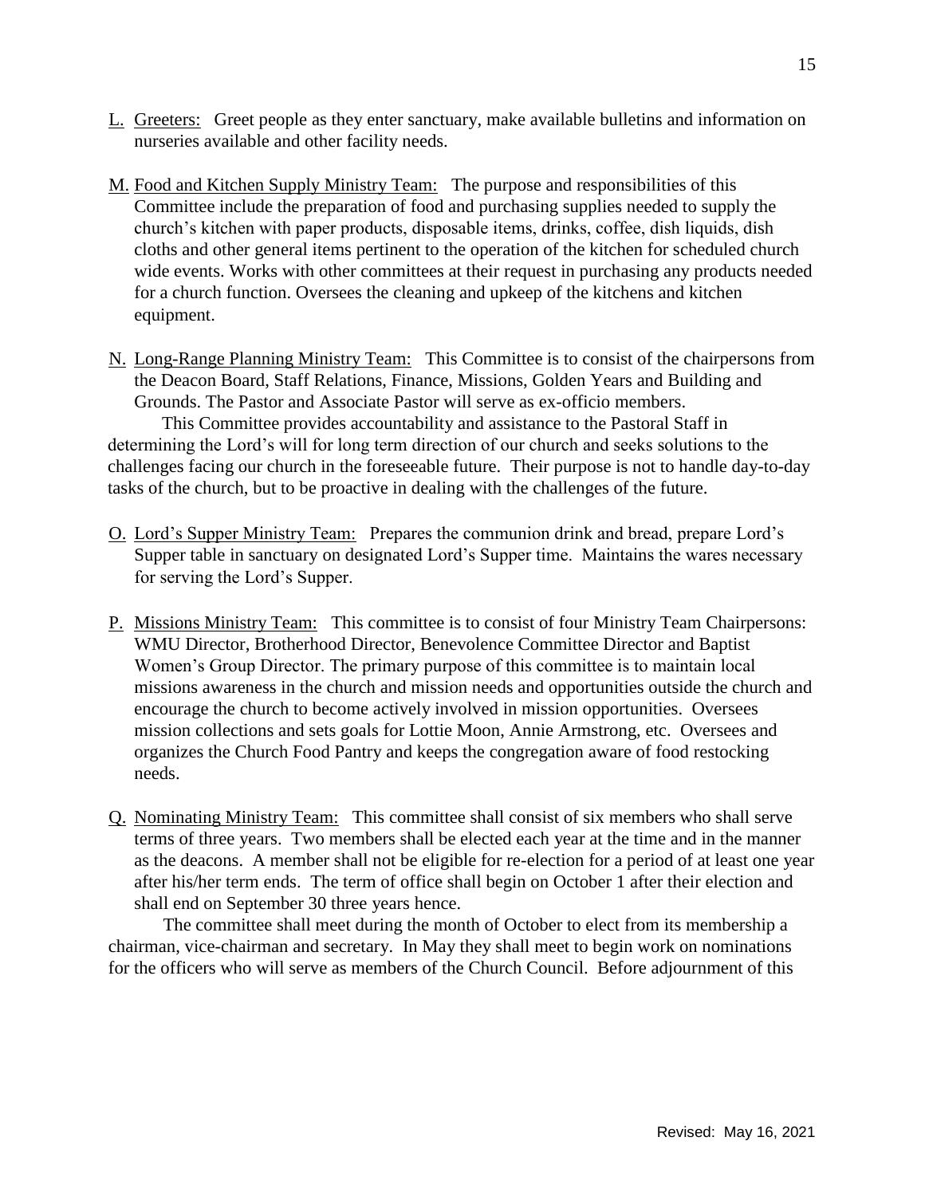L. <u>Greeters:</u> Greet people as they enter sanctuary, make available bulletins and information on nurseries available and other facility needs.

M. <u>Food and Kitchen Supply Ministry Team:</u> The purpose and responsibilities of this Committee include the preparation of food and purchasing supplies needed to supply the church's kitchen with paper products, disposable items, drinks, coffee, dish liquids, dish cloths and other general items pertinent to the operation of the kitchen for scheduled church wide events. Works with other committees at their request in purchasing any products needed for a church function. Oversees the cleaning and upkeep of the kitchens and kitchen equipment.

N. <u>Long-Range Planning Ministry Team:</u> This Committee is to consist of the chairpersons from the Deacon Board, Staff Relations, Finance, Missions, Golden Years and Building and Grounds. The Pastor and Associate Pastor will serve as ex-officio members.

This Committee provides accountability and assistance to the Pastoral Staff in determining the Lord's will for long term direction of our church and seeks solutions to the challenges facing our church in the foreseeable future. Their purpose is not to handle day-to-day tasks of the church, but to be proactive in dealing with the challenges of the future.

O. <u>Lord's Supper Ministry Team:</u> Prepares the communion drink and bread, prepare Lord's Supper table in sanctuary on designated Lord's Supper time. Maintains the wares necessary for serving the Lord's Supper.

P. <u>Missions Ministry Team:</u> This committee is to consist of four Ministry Team Chairpersons: WMU Director, Brotherhood Director, Benevolence Committee Director and Baptist Women's Group Director. The primary purpose of this committee is to maintain local missions awareness in the church and mission needs and opportunities outside the church and encourage the church to become actively involved in mission opportunities. Oversees mission collections and sets goals for Lottie Moon, Annie Armstrong, etc. Oversees and organizes the Church Food Pantry and keeps the congregation aware of food restocking needs.

Q. <u>Nominating Ministry Team:</u> This committee shall consist of six members who shall serve terms of three years. Two members shall be elected each year at the time and in the manner as the deacons. A member shall not be eligible for re-election for a period of at least one year after his/her term ends. The term of office shall begin on October 1 after their election and shall end on September 30 three years hence.

The committee shall meet during the month of October to elect from its membership a chairman, vice-chairman and secretary. In May they shall meet to begin work on nominations for the officers who will serve as members of the Church Council. Before adjournment of this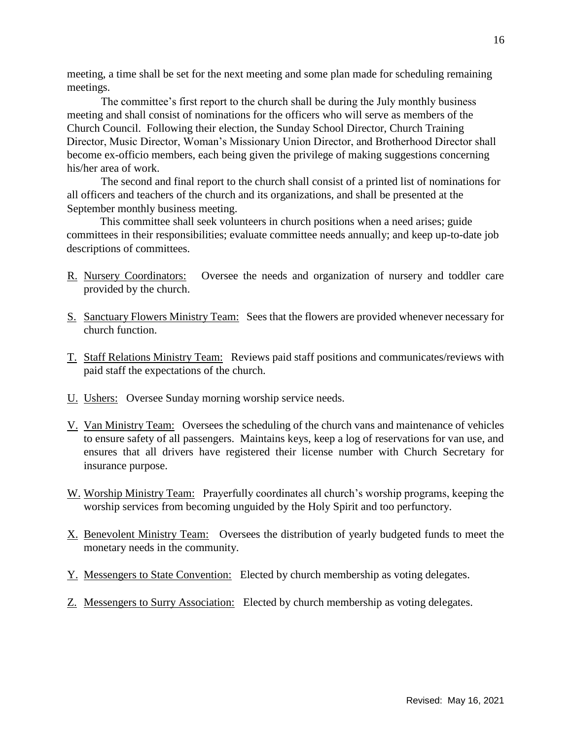meeting, a time shall be set for the next meeting and some plan made for scheduling remaining meetings.

The committee's first report to the church shall be during the July monthly business meeting and shall consist of nominations for the officers who will serve as members of the Church Council. Following their election, the Sunday School Director, Church Training Director, Music Director, Woman's Missionary Union Director, and Brotherhood Director shall become ex-officio members, each being given the privilege of making suggestions concerning his/her area of work.

The second and final report to the church shall consist of a printed list of nominations for all officers and teachers of the church and its organizations, and shall be presented at the September monthly business meeting.

This committee shall seek volunteers in church positions when a need arises; guide committees in their responsibilities; evaluate committee needs annually; and keep up-to-date job descriptions of committees.

R. <u>Nursery Coordinators:</u> Oversee the needs and organization of nursery and toddler care provided by the church.

S. <u>Sanctuary Flowers Ministry Team:</u> Sees that the flowers are provided whenever necessary for church function.

T. <u>Staff Relations Ministry Team:</u> Reviews paid staff positions and communicates/reviews with paid staff the expectations of the church.

U. <u>Ushers:</u> Oversee Sunday morning worship service needs.

V. <u>Van Ministry Team:</u> Oversees the scheduling of the church vans and maintenance of vehicles to ensure safety of all passengers. Maintains keys, keep a log of reservations for van use, and ensures that all drivers have registered their license number with Church Secretary for insurance purpose.

W. <u>Worship Ministry Team:</u> Prayerfully coordinates all church's worship programs, keeping the worship services from becoming unguided by the Holy Spirit and too perfunctory.

X. <u>Benevolent Ministry Team:</u> Oversees the distribution of yearly budgeted funds to meet the monetary needs in the community.

Y. <u>Messengers to State Convention:</u> Elected by church membership as voting delegates.

Z. <u>Messengers to Surry Association:</u> Elected by church membership as voting delegates.

Revised: May 16, 2021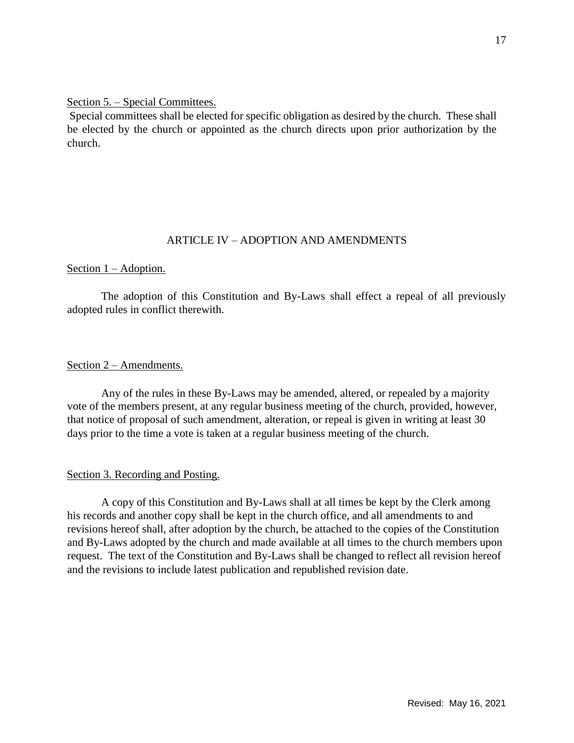Section 5. – Special Committees.

Special committees shall be elected for specific obligation as desired by the church. These shall be elected by the church or appointed as the church directs upon prior authorization by the church.

## ARTICLE IV – ADOPTION AND AMENDMENTS

Section 1 – Adoption.

The adoption of this Constitution and By-Laws shall effect a repeal of all previously adopted rules in conflict therewith.

Section 2 – Amendments.

Any of the rules in these By-Laws may be amended, altered, or repealed by a majority vote of the members present, at any regular business meeting of the church, provided, however, that notice of proposal of such amendment, alteration, or repeal is given in writing at least 30 days prior to the time a vote is taken at a regular business meeting of the church.

Section 3. Recording and Posting.

A copy of this Constitution and By-Laws shall at all times be kept by the Clerk among his records and another copy shall be kept in the church office, and all amendments to and revisions hereof shall, after adoption by the church, be attached to the copies of the Constitution and By-Laws adopted by the church and made available at all times to the church members upon request. The text of the Constitution and By-Laws shall be changed to reflect all revision hereof and the revisions to include latest publication and republished revision date.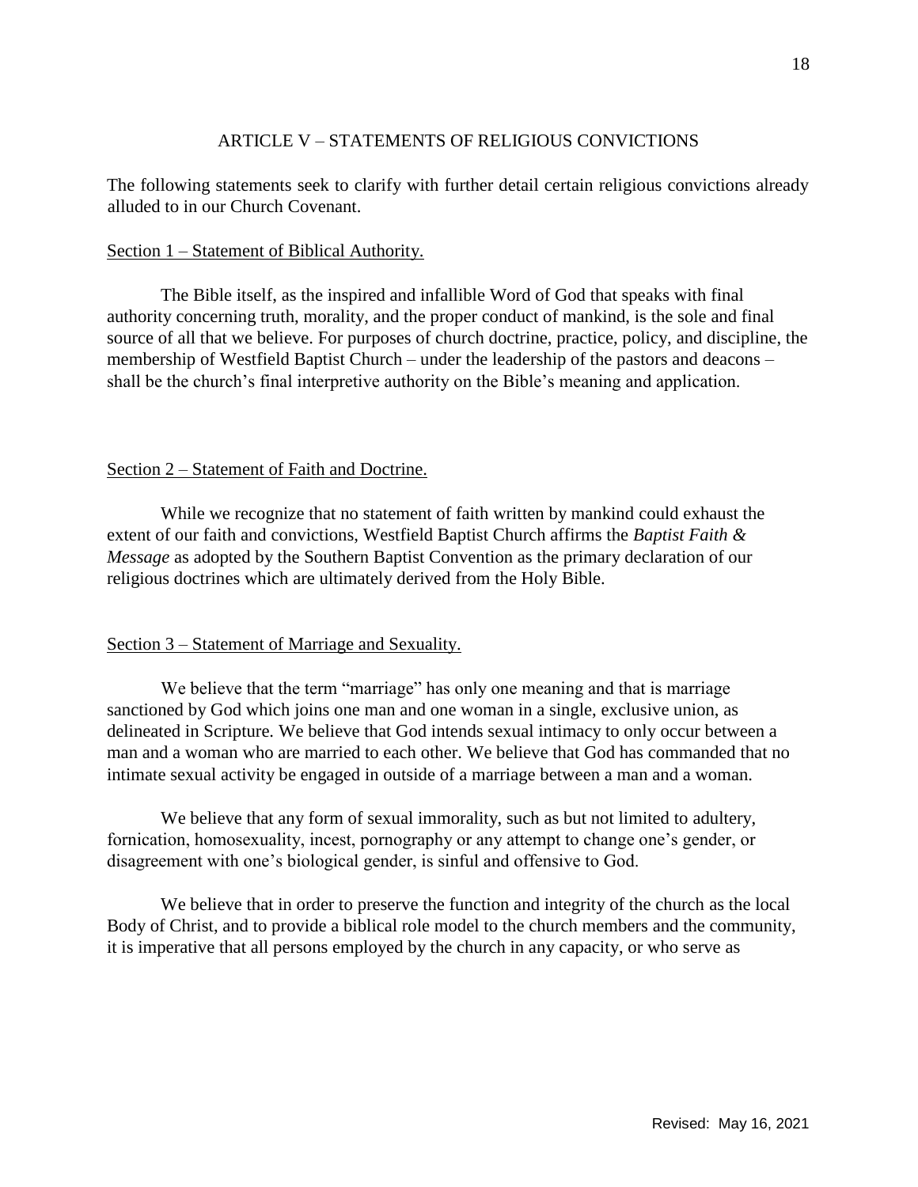## ARTICLE V – STATEMENTS OF RELIGIOUS CONVICTIONS

The following statements seek to clarify with further detail certain religious convictions already alluded to in our Church Covenant.

Section 1 – Statement of Biblical Authority.

The Bible itself, as the inspired and infallible Word of God that speaks with final authority concerning truth, morality, and the proper conduct of mankind, is the sole and final source of all that we believe. For purposes of church doctrine, practice, policy, and discipline, the membership of Westfield Baptist Church – under the leadership of the pastors and deacons – shall be the church's final interpretive authority on the Bible's meaning and application.

Section 2 – Statement of Faith and Doctrine.

While we recognize that no statement of faith written by mankind could exhaust the extent of our faith and convictions, Westfield Baptist Church affirms the *Baptist Faith & Message* as adopted by the Southern Baptist Convention as the primary declaration of our religious doctrines which are ultimately derived from the Holy Bible.

Section 3 – Statement of Marriage and Sexuality.

We believe that the term "marriage" has only one meaning and that is marriage sanctioned by God which joins one man and one woman in a single, exclusive union, as delineated in Scripture. We believe that God intends sexual intimacy to only occur between a man and a woman who are married to each other. We believe that God has commanded that no intimate sexual activity be engaged in outside of a marriage between a man and a woman.

We believe that any form of sexual immorality, such as but not limited to adultery, fornication, homosexuality, incest, pornography or any attempt to change one's gender, or disagreement with one's biological gender, is sinful and offensive to God.

We believe that in order to preserve the function and integrity of the church as the local Body of Christ, and to provide a biblical role model to the church members and the community, it is imperative that all persons employed by the church in any capacity, or who serve as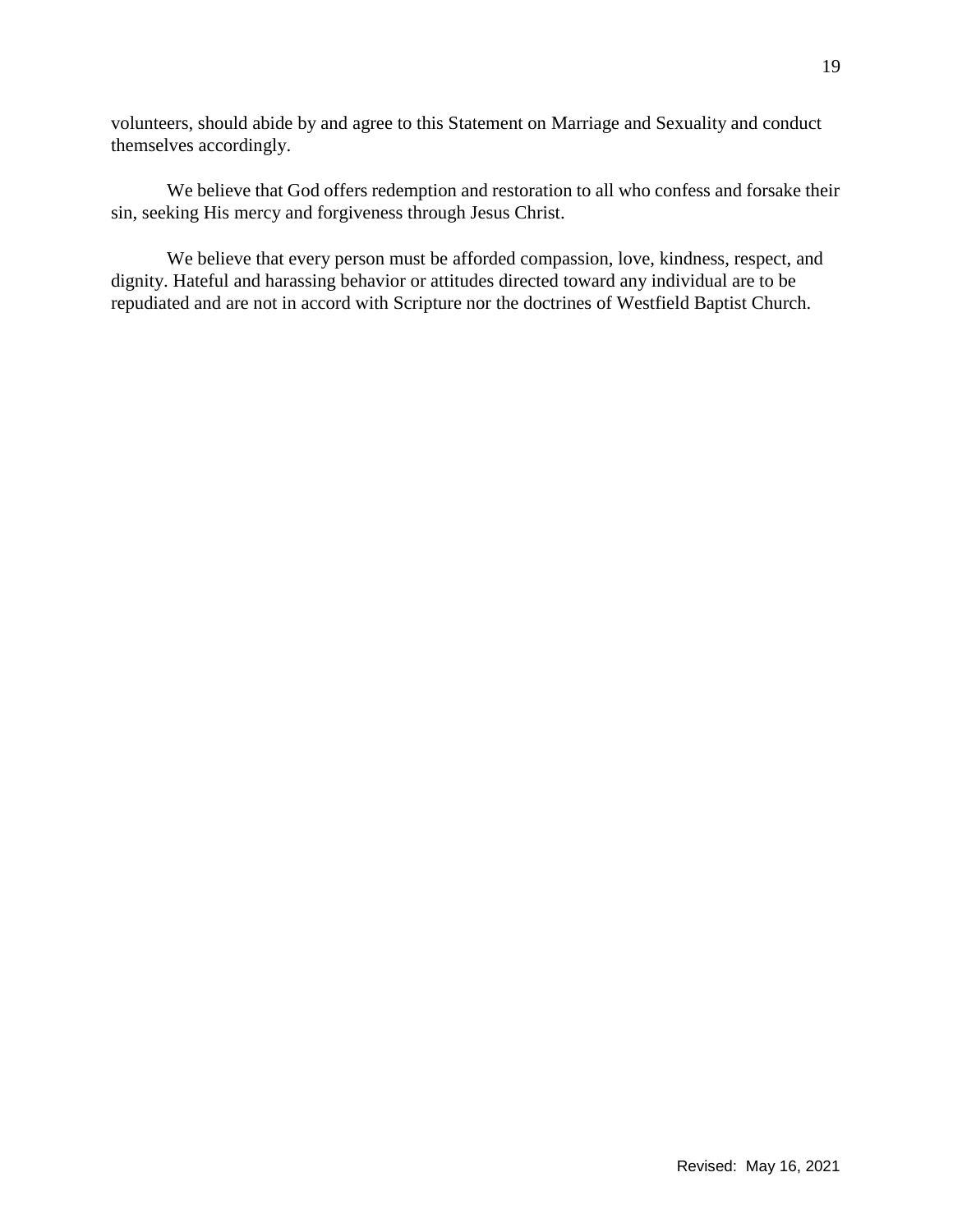volunteers, should abide by and agree to this Statement on Marriage and Sexuality and conduct themselves accordingly.

We believe that God offers redemption and restoration to all who confess and forsake their sin, seeking His mercy and forgiveness through Jesus Christ.

We believe that every person must be afforded compassion, love, kindness, respect, and dignity. Hateful and harassing behavior or attitudes directed toward any individual are to be repudiated and are not in accord with Scripture nor the doctrines of Westfield Baptist Church.

Revised: May 16, 2021